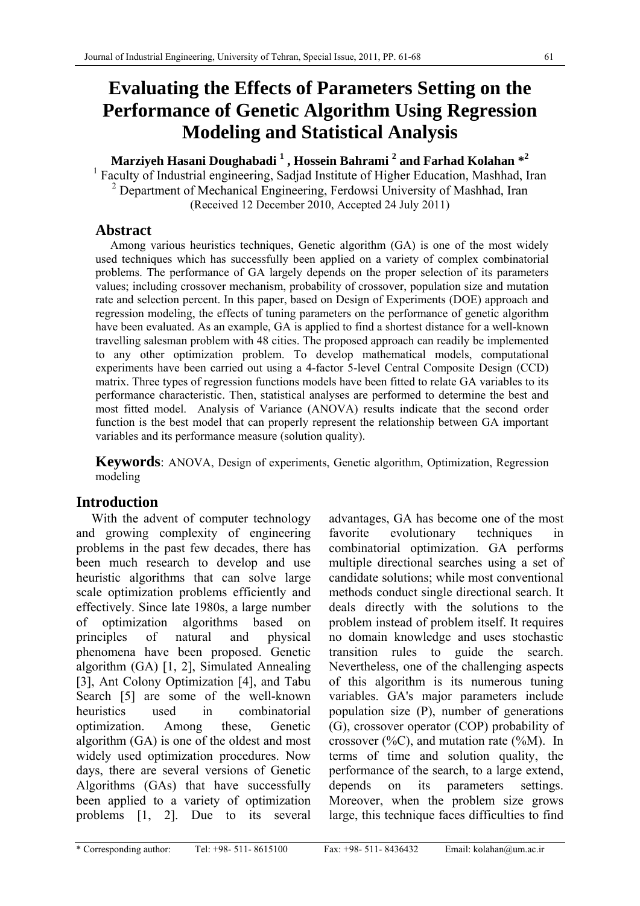# Evaluating the Effects of Parameters Setting on the Performance of Genetic Algorithm Using Regression Modeling and Statistical Analysis

**Marziyeh Hasani Doughabadi [1] , Hossein Bahrami [2] and Farhad Kolahan *[2]**

[1] Faculty of Industrial engineering, Sadjad Institute of Higher Education, Mashhad, Iran

[2] Department of Mechanical Engineering, Ferdowsi University of Mashhad, Iran

(Received 12 December 2010, Accepted 24 July 2011)

## Abstract

Among various heuristics techniques, Genetic algorithm (GA) is one of the most widely used techniques which has successfully been applied on a variety of complex combinatorial problems. The performance of GA largely depends on the proper selection of its parameters values; including crossover mechanism, probability of crossover, population size and mutation rate and selection percent. In this paper, based on Design of Experiments (DOE) approach and regression modeling, the effects of tuning parameters on the performance of genetic algorithm have been evaluated. As an example, GA is applied to find a shortest distance for a well-known travelling salesman problem with 48 cities. The proposed approach can readily be implemented to any other optimization problem. To develop mathematical models, computational experiments have been carried out using a 4-factor 5-level Central Composite Design (CCD) matrix. Three types of regression functions models have been fitted to relate GA variables to its performance characteristic. Then, statistical analyses are performed to determine the best and most fitted model. Analysis of Variance (ANOVA) results indicate that the second order function is the best model that can properly represent the relationship between GA important variables and its performance measure (solution quality).

**Keywords**: ANOVA, Design of experiments, Genetic algorithm, Optimization, Regression modeling

## Introduction

With the advent of computer technology and growing complexity of engineering problems in the past few decades, there has been much research to develop and use heuristic algorithms that can solve large scale optimization problems efficiently and effectively. Since late 1980s, a large number of optimization algorithms based on principles of natural and physical phenomena have been proposed. Genetic algorithm (GA) [1, 2], Simulated Annealing [3], Ant Colony Optimization [4], and Tabu Search [5] are some of the well-known heuristics used in combinatorial optimization. Among these, Genetic algorithm (GA) is one of the oldest and most widely used optimization procedures. Now days, there are several versions of Genetic Algorithms (GAs) that have successfully been applied to a variety of optimization problems [1, 2]. Due to its several advantages, GA has become one of the most favorite evolutionary techniques in combinatorial optimization. GA performs multiple directional searches using a set of candidate solutions; while most conventional methods conduct single directional search. It deals directly with the solutions to the problem instead of problem itself. It requires no domain knowledge and uses stochastic transition rules to guide the search. Nevertheless, one of the challenging aspects of this algorithm is its numerous tuning variables. GA's major parameters include population size (P), number of generations (G), crossover operator (COP) probability of crossover (%C), and mutation rate (%M). In terms of time and solution quality, the performance of the search, to a large extend, depends on its parameters settings. Moreover, when the problem size grows large, this technique faces difficulties to find

* Corresponding author: Tel: +98- 511- 8615100 Fax: +98- 511- 8436432 Email: kolahan@um.ac.ir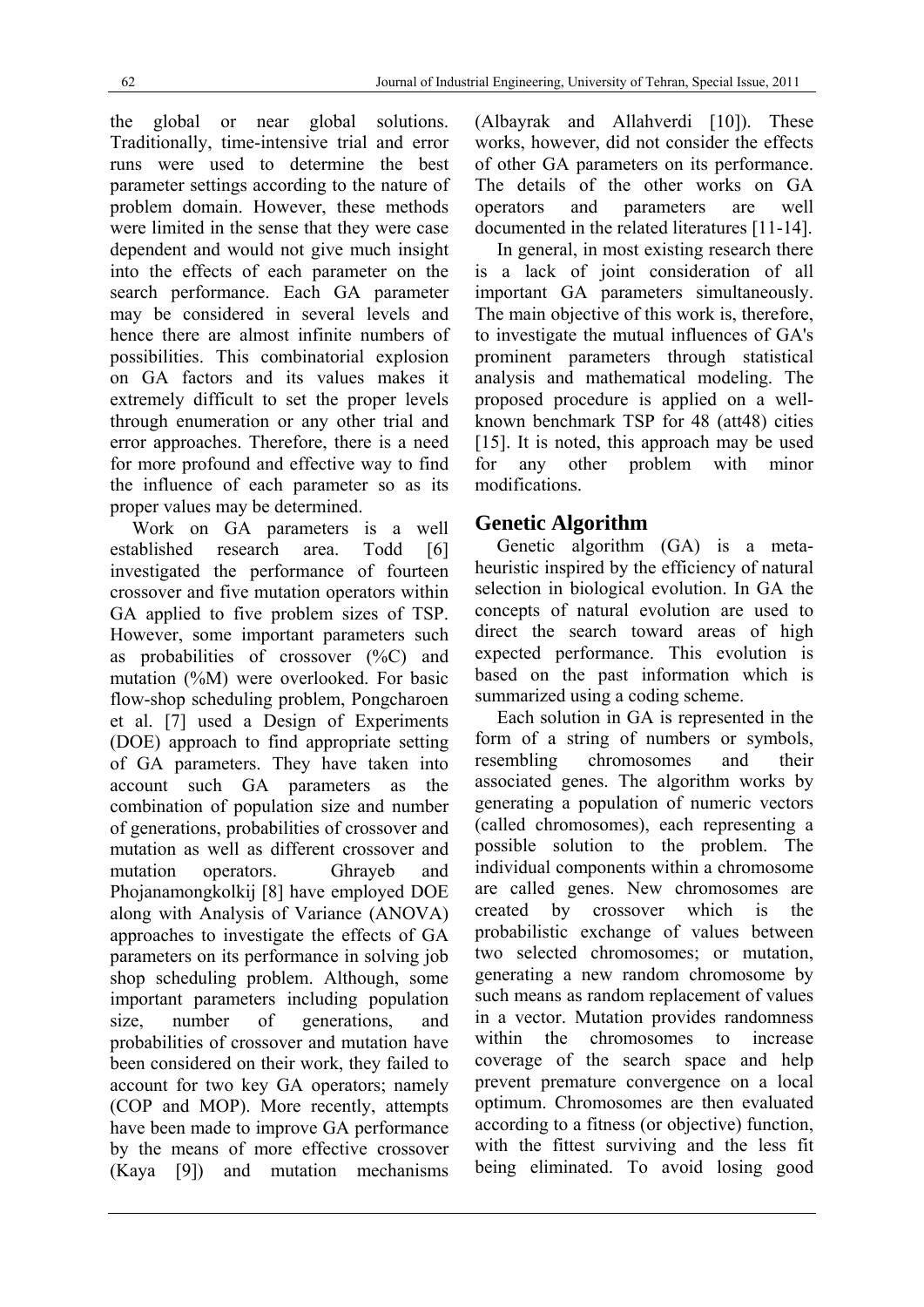the global or near global solutions. Traditionally, time-intensive trial and error runs were used to determine the best parameter settings according to the nature of problem domain. However, these methods were limited in the sense that they were case dependent and would not give much insight into the effects of each parameter on the search performance. Each GA parameter may be considered in several levels and hence there are almost infinite numbers of possibilities. This combinatorial explosion on GA factors and its values makes it extremely difficult to set the proper levels through enumeration or any other trial and error approaches. Therefore, there is a need for more profound and effective way to find the influence of each parameter so as its proper values may be determined.

Work on GA parameters is a well established research area. Todd [6] investigated the performance of fourteen crossover and five mutation operators within GA applied to five problem sizes of TSP. However, some important parameters such as probabilities of crossover (%C) and mutation (%M) were overlooked. For basic flow-shop scheduling problem, Pongcharoen et al. [7] used a Design of Experiments (DOE) approach to find appropriate setting of GA parameters. They have taken into account such GA parameters as the combination of population size and number of generations, probabilities of crossover and mutation as well as different crossover and mutation operators. Ghrayeb and Phojanamongkolkij [8] have employed DOE along with Analysis of Variance (ANOVA) approaches to investigate the effects of GA parameters on its performance in solving job shop scheduling problem. Although, some important parameters including population size, number of generations, and probabilities of crossover and mutation have been considered on their work, they failed to account for two key GA operators; namely (COP and MOP). More recently, attempts have been made to improve GA performance by the means of more effective crossover (Kaya [9]) and mutation mechanisms (Albayrak and Allahverdi [10]). These works, however, did not consider the effects of other GA parameters on its performance. The details of the other works on GA operators and parameters are well documented in the related literatures [11-14].

In general, in most existing research there is a lack of joint consideration of all important GA parameters simultaneously. The main objective of this work is, therefore, to investigate the mutual influences of GA's prominent parameters through statistical analysis and mathematical modeling. The proposed procedure is applied on a well-known benchmark TSP for 48 (att48) cities [15]. It is noted, this approach may be used for any other problem with minor modifications.

## Genetic Algorithm

Genetic algorithm (GA) is a meta-heuristic inspired by the efficiency of natural selection in biological evolution. In GA the concepts of natural evolution are used to direct the search toward areas of high expected performance. This evolution is based on the past information which is summarized using a coding scheme.

Each solution in GA is represented in the form of a string of numbers or symbols, resembling chromosomes and their associated genes. The algorithm works by generating a population of numeric vectors (called chromosomes), each representing a possible solution to the problem. The individual components within a chromosome are called genes. New chromosomes are created by crossover which is the probabilistic exchange of values between two selected chromosomes; or mutation, generating a new random chromosome by such means as random replacement of values in a vector. Mutation provides randomness within the chromosomes to increase coverage of the search space and help prevent premature convergence on a local optimum. Chromosomes are then evaluated according to a fitness (or objective) function, with the fittest surviving and the less fit being eliminated. To avoid losing good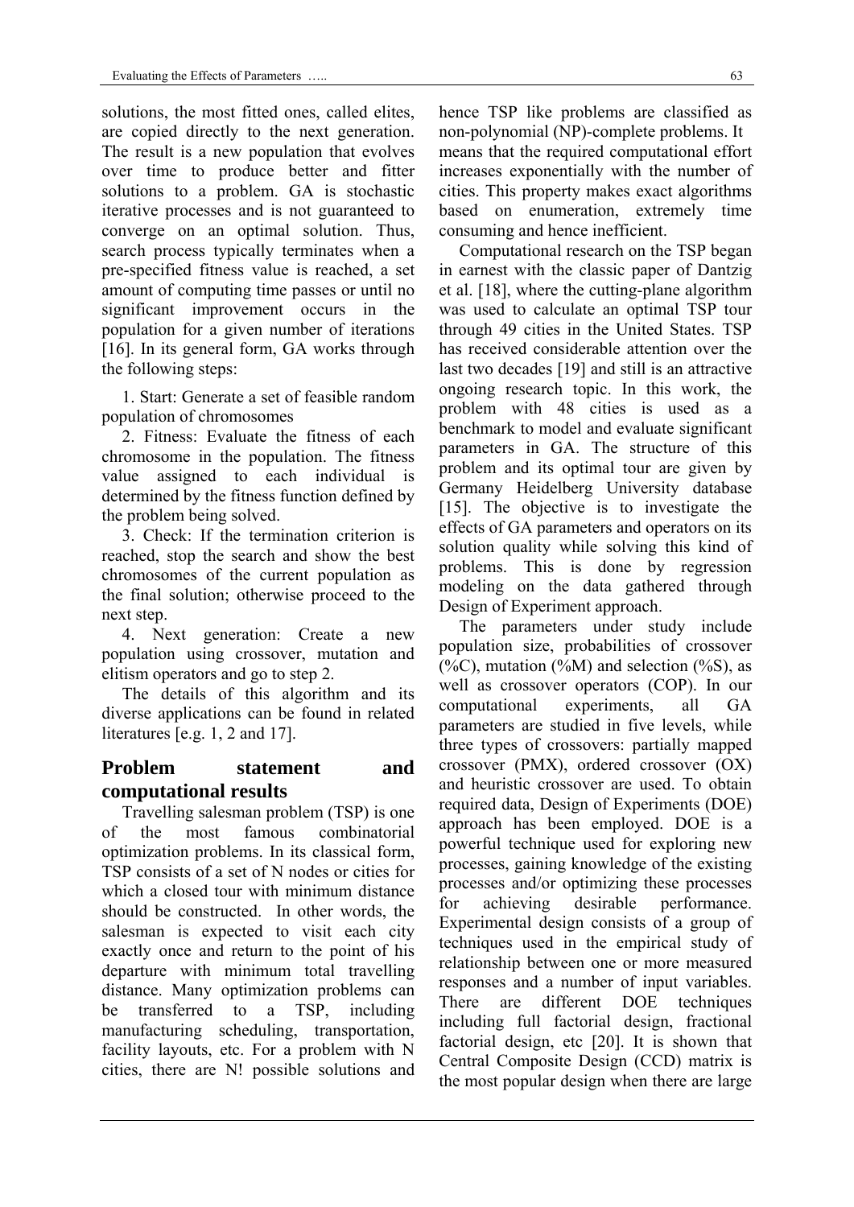solutions, the most fitted ones, called elites, are copied directly to the next generation. The result is a new population that evolves over time to produce better and fitter solutions to a problem. GA is stochastic iterative processes and is not guaranteed to converge on an optimal solution. Thus, search process typically terminates when a pre-specified fitness value is reached, a set amount of computing time passes or until no significant improvement occurs in the population for a given number of iterations [16]. In its general form, GA works through the following steps:

1. Start: Generate a set of feasible random population of chromosomes
2. Fitness: Evaluate the fitness of each chromosome in the population. The fitness value assigned to each individual is determined by the fitness function defined by the problem being solved.
3. Check: If the termination criterion is reached, stop the search and show the best chromosomes of the current population as the final solution; otherwise proceed to the next step.
4. Next generation: Create a new population using crossover, mutation and elitism operators and go to step 2.

The details of this algorithm and its diverse applications can be found in related literatures [e.g. 1, 2 and 17].

## Problem statement and computational results

Travelling salesman problem (TSP) is one of the most famous combinatorial optimization problems. In its classical form, TSP consists of a set of N nodes or cities for which a closed tour with minimum distance should be constructed. In other words, the salesman is expected to visit each city exactly once and return to the point of his departure with minimum total travelling distance. Many optimization problems can be transferred to a TSP, including manufacturing scheduling, transportation, facility layouts, etc. For a problem with N cities, there are N! possible solutions and hence TSP like problems are classified as non-polynomial (NP)-complete problems. It means that the required computational effort increases exponentially with the number of cities. This property makes exact algorithms based on enumeration, extremely time consuming and hence inefficient.

Computational research on the TSP began in earnest with the classic paper of Dantzig et al. [18], where the cutting-plane algorithm was used to calculate an optimal TSP tour through 49 cities in the United States. TSP has received considerable attention over the last two decades [19] and still is an attractive ongoing research topic. In this work, the problem with 48 cities is used as a benchmark to model and evaluate significant parameters in GA. The structure of this problem and its optimal tour are given by Germany Heidelberg University database [15]. The objective is to investigate the effects of GA parameters and operators on its solution quality while solving this kind of problems. This is done by regression modeling on the data gathered through Design of Experiment approach.

The parameters under study include population size, probabilities of crossover (%C), mutation (%M) and selection (%S), as well as crossover operators (COP). In our computational experiments, all GA parameters are studied in five levels, while three types of crossovers: partially mapped crossover (PMX), ordered crossover (OX) and heuristic crossover are used. To obtain required data, Design of Experiments (DOE) approach has been employed. DOE is a powerful technique used for exploring new processes, gaining knowledge of the existing processes and/or optimizing these processes for achieving desirable performance. Experimental design consists of a group of techniques used in the empirical study of relationship between one or more measured responses and a number of input variables. There are different DOE techniques including full factorial design, fractional factorial design, etc [20]. It is shown that Central Composite Design (CCD) matrix is the most popular design when there are large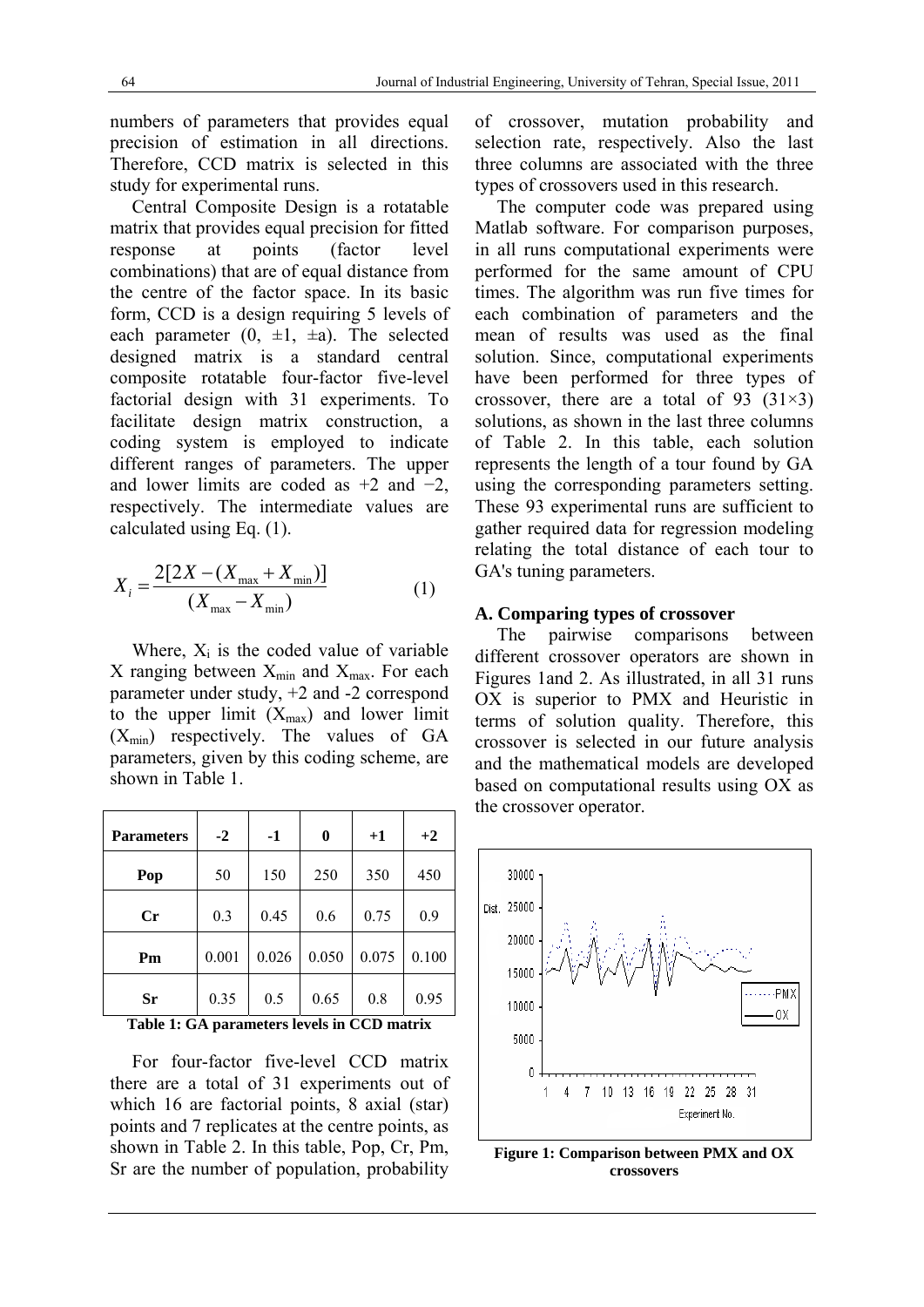numbers of parameters that provides equal precision of estimation in all directions. Therefore, CCD matrix is selected in this study for experimental runs.

Central Composite Design is a rotatable matrix that provides equal precision for fitted response at points (factor level combinations) that are of equal distance from the centre of the factor space. In its basic form, CCD is a design requiring 5 levels of each parameter (0, ±1, ±a). The selected designed matrix is a standard central composite rotatable four-factor five-level factorial design with 31 experiments. To facilitate design matrix construction, a coding system is employed to indicate different ranges of parameters. The upper and lower limits are coded as +2 and −2, respectively. The intermediate values are calculated using Eq. (1).

$$X_i = \frac{2[2X - (X_{\max} + X_{\min})]}{(X_{\max} - X_{\min})} \quad (1)$$

Where, $X_i$ is the coded value of variable X ranging between $X_{min}$ and $X_{max}$. For each parameter under study, +2 and -2 correspond to the upper limit ($X_{max}$) and lower limit ($X_{min}$) respectively. The values of GA parameters, given by this coding scheme, are shown in Table 1.

| Parameters | -2 | -1 | 0 | +1 | +2 |
|---|---|---|---|---|---|
| Pop | 50 | 150 | 250 | 350 | 450 |
| Cr | 0.3 | 0.45 | 0.6 | 0.75 | 0.9 |
| Pm | 0.001 | 0.026 | 0.050 | 0.075 | 0.100 |
| Sr | 0.35 | 0.5 | 0.65 | 0.8 | 0.95 |

**Table 1: GA parameters levels in CCD matrix**

For four-factor five-level CCD matrix there are a total of 31 experiments out of which 16 are factorial points, 8 axial (star) points and 7 replicates at the centre points, as shown in Table 2. In this table, Pop, Cr, Pm, Sr are the number of population, probability of crossover, mutation probability and selection rate, respectively. Also the last three columns are associated with the three types of crossovers used in this research.

The computer code was prepared using Matlab software. For comparison purposes, in all runs computational experiments were performed for the same amount of CPU times. The algorithm was run five times for each combination of parameters and the mean of results was used as the final solution. Since, computational experiments have been performed for three types of crossover, there are a total of 93 (31×3) solutions, as shown in the last three columns of Table 2. In this table, each solution represents the length of a tour found by GA using the corresponding parameters setting. These 93 experimental runs are sufficient to gather required data for regression modeling relating the total distance of each tour to GA's tuning parameters.

### A. Comparing types of crossover

The pairwise comparisons between different crossover operators are shown in Figures 1and 2. As illustrated, in all 31 runs OX is superior to PMX and Heuristic in terms of solution quality. Therefore, this crossover is selected in our future analysis and the mathematical models are developed based on computational results using OX as the crossover operator.

**Figure 1: Comparison between PMX and OX crossovers**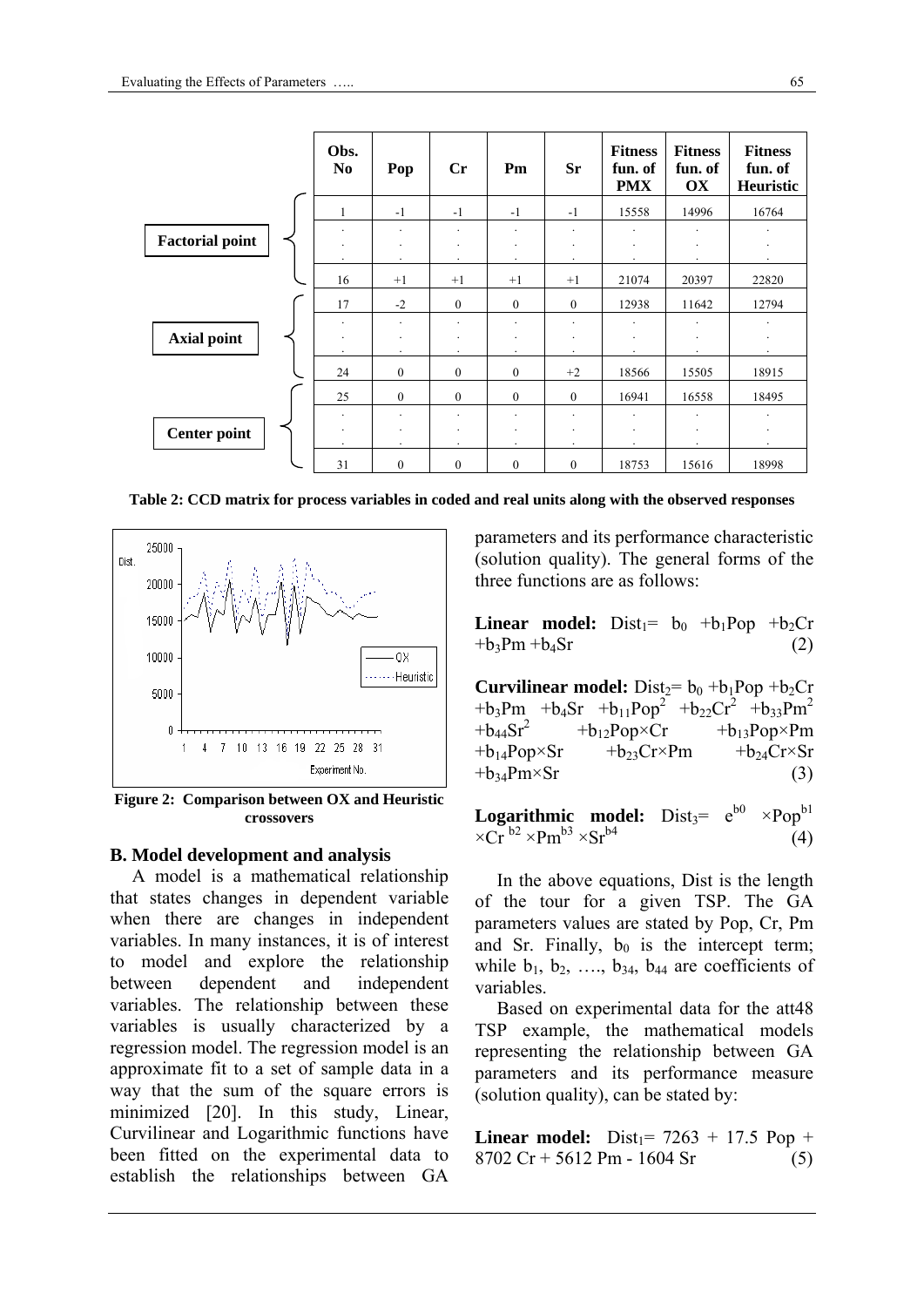| | Obs. No | Pop | Cr | Pm | Sr | Fitness fun. of PMX | Fitness fun. of OX | Fitness fun. of Heuristic |
|---|---|---|---|---|---|---|---|---|
| Factorial point | 1 | -1 | -1 | -1 | -1 | 15558 | 14996 | 16764 |
| | . . . | . . . | . . . | . . . | . . . | . . . | . . . | . . . |
| | 16 | +1 | +1 | +1 | +1 | 21074 | 20397 | 22820 |
| Axial point | 17 | -2 | 0 | 0 | 0 | 12938 | 11642 | 12794 |
| | . . . | . . . | . . . | . . . | . . . | . . . | . . . | . . . |
| | 24 | 0 | 0 | 0 | +2 | 18566 | 15505 | 18915 |
| Center point | 25 | 0 | 0 | 0 | 0 | 16941 | 16558 | 18495 |
| | . . . | . . . | . . . | . . . | . . . | . . . | . . . | . . . |
| | 31 | 0 | 0 | 0 | 0 | 18753 | 15616 | 18998 |

**Table 2: CCD matrix for process variables in coded and real units along with the observed responses**

**Figure 2: Comparison between OX and Heuristic crossovers**

## B. Model development and analysis

A model is a mathematical relationship that states changes in dependent variable when there are changes in independent variables. In many instances, it is of interest to model and explore the relationship between dependent and independent variables. The relationship between these variables is usually characterized by a regression model. The regression model is an approximate fit to a set of sample data in a way that the sum of the square errors is minimized [20]. In this study, Linear, Curvilinear and Logarithmic functions have been fitted on the experimental data to establish the relationships between GA parameters and its performance characteristic (solution quality). The general forms of the three functions are as follows:

**Linear model:** $Dist_1 = b_0 + b_1 Pop + b_2 Cr + b_3 Pm + b_4 Sr$ (2)

**Curvilinear model:** $Dist_2 = b_0 + b_1 Pop + b_2 Cr + b_3 Pm + b_4 Sr + b_{11} Pop^2 + b_{22} Cr^2 + b_{33} Pm^2 + b_{44} Sr^2 + b_{12} Pop \times Cr + b_{13} Pop \times Pm + b_{14} Pop \times Sr + b_{23} Cr \times Pm + b_{24} Cr \times Sr + b_{34} Pm \times Sr$ (3)

**Logarithmic model:** $Dist_3 = e^{b0} \times Pop^{b1} \times Cr^{b2} \times Pm^{b3} \times Sr^{b4}$ (4)

In the above equations, Dist is the length of the tour for a given TSP. The GA parameters values are stated by Pop, Cr, Pm and Sr. Finally, $b_0$ is the intercept term; while $b_1$, $b_2$, …., $b_{34}$, $b_{44}$ are coefficients of variables.

Based on experimental data for the att48 TSP example, the mathematical models representing the relationship between GA parameters and its performance measure (solution quality), can be stated by:

**Linear model:** $Dist_1 = 7263 + 17.5\ Pop + 8702\ Cr + 5612\ Pm - 1604\ Sr$ (5)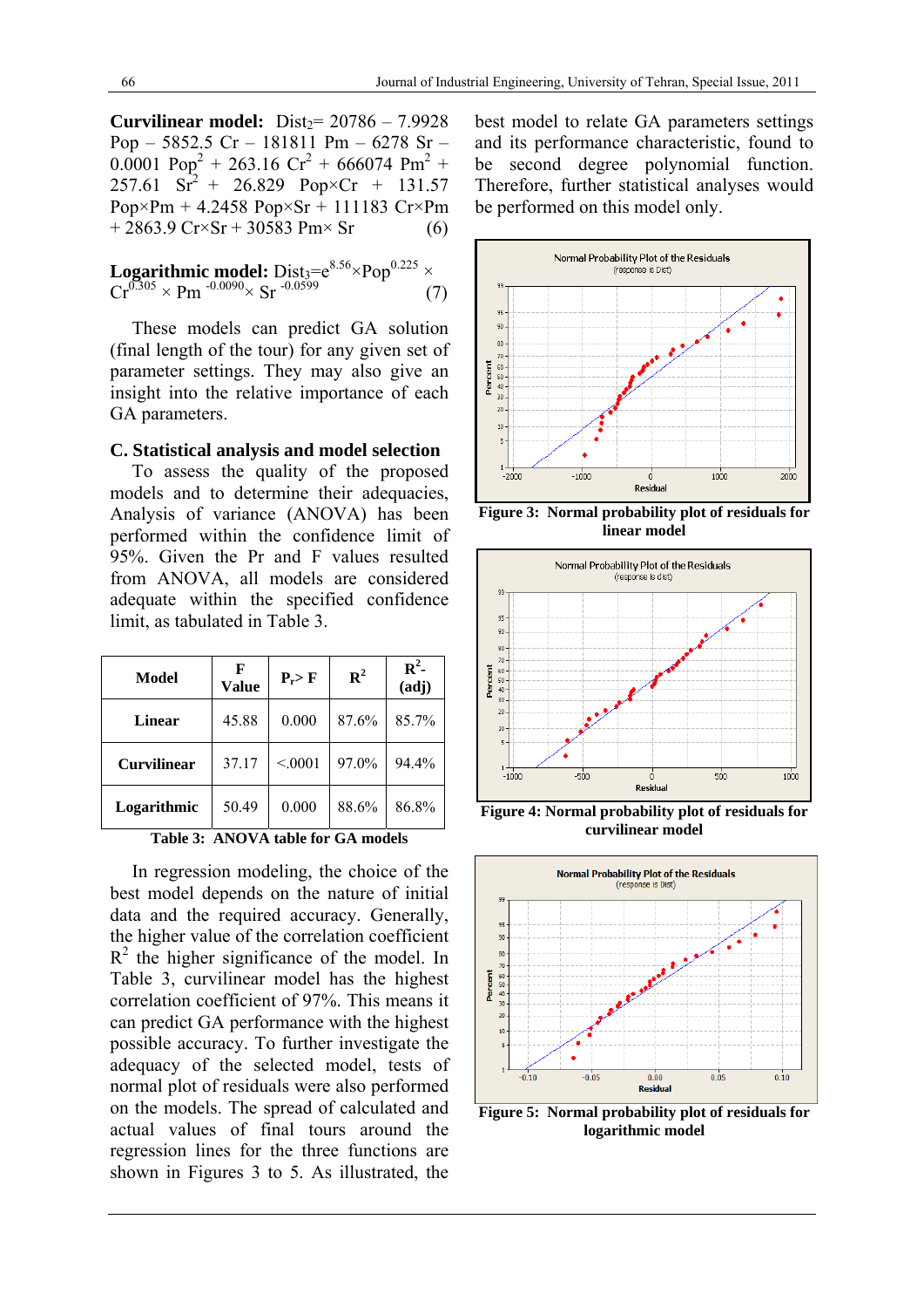**Curvilinear model:** $Dist_2 = 20786 - 7.9928\ Pop - 5852.5\ Cr - 181811\ Pm - 6278\ Sr - 0.0001\ Pop^2 + 263.16\ Cr^2 + 666074\ Pm^2 + 257.61\ Sr^2 + 26.829\ Pop\times Cr + 131.57\ Pop\times Pm + 4.2458\ Pop\times Sr + 111183\ Cr\times Pm + 2863.9\ Cr\times Sr + 30583\ Pm\times Sr$ (6)

**Logarithmic model:** $Dist_3 = e^{8.56}\times Pop^{0.225} \times Cr^{0.305} \times Pm^{-0.0090} \times Sr^{-0.0599}$ (7)

These models can predict GA solution (final length of the tour) for any given set of parameter settings. They may also give an insight into the relative importance of each GA parameters.

### C. Statistical analysis and model selection

To assess the quality of the proposed models and to determine their adequacies, Analysis of variance (ANOVA) has been performed within the confidence limit of 95%. Given the Pr and F values resulted from ANOVA, all models are considered adequate within the specified confidence limit, as tabulated in Table 3.

| Model | F Value | $P_r > F$ | $R^2$ | $R^2$-(adj) |
|---|---|---|---|---|
| **Linear** | 45.88 | 0.000 | 87.6% | 85.7% |
| **Curvilinear** | 37.17 | <.0001 | 97.0% | 94.4% |
| **Logarithmic** | 50.49 | 0.000 | 88.6% | 86.8% |

**Table 3: ANOVA table for GA models**

In regression modeling, the choice of the best model depends on the nature of initial data and the required accuracy. Generally, the higher value of the correlation coefficient $R^2$ the higher significance of the model. In Table 3, curvilinear model has the highest correlation coefficient of 97%. This means it can predict GA performance with the highest possible accuracy. To further investigate the adequacy of the selected model, tests of normal plot of residuals were also performed on the models. The spread of calculated and actual values of final tours around the regression lines for the three functions are shown in Figures 3 to 5. As illustrated, the best model to relate GA parameters settings and its performance characteristic, found to be second degree polynomial function. Therefore, further statistical analyses would be performed on this model only.

**Figure 3: Normal probability plot of residuals for linear model**

**Figure 4: Normal probability plot of residuals for curvilinear model**

**Figure 5: Normal probability plot of residuals for logarithmic model**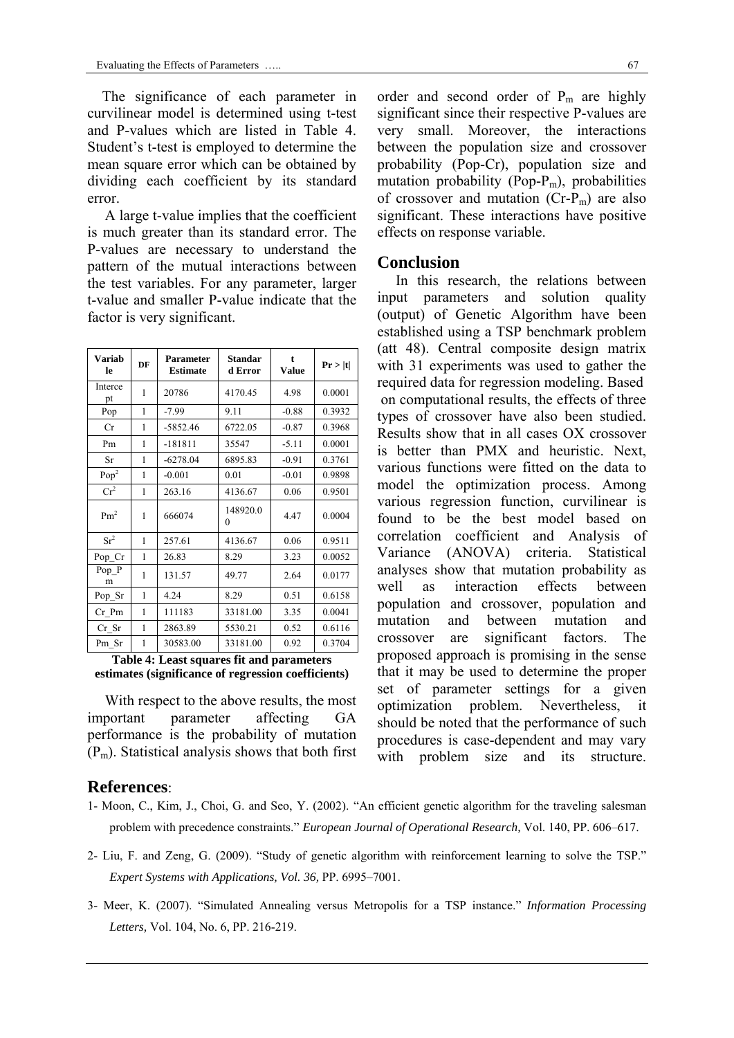The significance of each parameter in curvilinear model is determined using t-test and P-values which are listed in Table 4. Student's t-test is employed to determine the mean square error which can be obtained by dividing each coefficient by its standard error.

A large t-value implies that the coefficient is much greater than its standard error. The P-values are necessary to understand the pattern of the mutual interactions between the test variables. For any parameter, larger t-value and smaller P-value indicate that the factor is very significant.

| Variable | DF | Parameter Estimate | Standard Error | t Value | Pr > \|t\| |
|---|---|---|---|---|---|
| Intercept | 1 | 20786 | 4170.45 | 4.98 | 0.0001 |
| Pop | 1 | -7.99 | 9.11 | -0.88 | 0.3932 |
| Cr | 1 | -5852.46 | 6722.05 | -0.87 | 0.3968 |
| Pm | 1 | -181811 | 35547 | -5.11 | 0.0001 |
| Sr | 1 | -6278.04 | 6895.83 | -0.91 | 0.3761 |
| $Pop^2$ | 1 | -0.001 | 0.01 | -0.01 | 0.9898 |
| $Cr^2$ | 1 | 263.16 | 4136.67 | 0.06 | 0.9501 |
| $Pm^2$ | 1 | 666074 | 148920.00 | 4.47 | 0.0004 |
| $Sr^2$ | 1 | 257.61 | 4136.67 | 0.06 | 0.9511 |
| Pop_Cr | 1 | 26.83 | 8.29 | 3.23 | 0.0052 |
| Pop_Pm | 1 | 131.57 | 49.77 | 2.64 | 0.0177 |
| Pop_Sr | 1 | 4.24 | 8.29 | 0.51 | 0.6158 |
| Cr_Pm | 1 | 111183 | 33181.00 | 3.35 | 0.0041 |
| Cr_Sr | 1 | 2863.89 | 5530.21 | 0.52 | 0.6116 |
| Pm_Sr | 1 | 30583.00 | 33181.00 | 0.92 | 0.3704 |

**Table 4: Least squares fit and parameters estimates (significance of regression coefficients)**

With respect to the above results, the most important parameter affecting GA performance is the probability of mutation ($P_m$). Statistical analysis shows that both first order and second order of $P_m$ are highly significant since their respective P-values are very small. Moreover, the interactions between the population size and crossover probability (Pop-Cr), population size and mutation probability (Pop-$P_m$), probabilities of crossover and mutation (Cr-$P_m$) are also significant. These interactions have positive effects on response variable.

## Conclusion

In this research, the relations between input parameters and solution quality (output) of Genetic Algorithm have been established using a TSP benchmark problem (att 48). Central composite design matrix with 31 experiments was used to gather the required data for regression modeling. Based on computational results, the effects of three types of crossover have also been studied. Results show that in all cases OX crossover is better than PMX and heuristic. Next, various functions were fitted on the data to model the optimization process. Among various regression function, curvilinear is found to be the best model based on correlation coefficient and Analysis of Variance (ANOVA) criteria. Statistical analyses show that mutation probability as well as interaction effects between population and crossover, population and mutation and between mutation and crossover are significant factors. The proposed approach is promising in the sense that it may be used to determine the proper set of parameter settings for a given optimization problem. Nevertheless, it should be noted that the performance of such procedures is case-dependent and may vary with problem size and its structure.

## References:

1- Moon, C., Kim, J., Choi, G. and Seo, Y. (2002). "An efficient genetic algorithm for the traveling salesman problem with precedence constraints." *European Journal of Operational Research,* Vol. 140, PP. 606–617.

2- Liu, F. and Zeng, G. (2009). "Study of genetic algorithm with reinforcement learning to solve the TSP." *Expert Systems with Applications, Vol. 36,* PP. 6995–7001.

3- Meer, K. (2007). "Simulated Annealing versus Metropolis for a TSP instance." *Information Processing Letters,* Vol. 104, No. 6, PP. 216-219.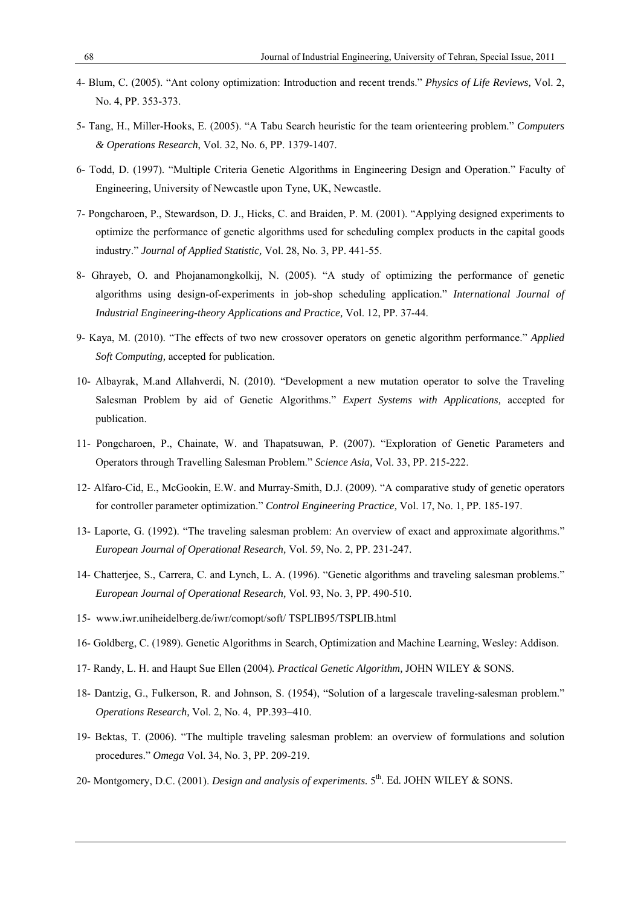4- Blum, C. (2005). "Ant colony optimization: Introduction and recent trends." *Physics of Life Reviews,* Vol. 2, No. 4, PP. 353-373.

5- Tang, H., Miller-Hooks, E. (2005). "A Tabu Search heuristic for the team orienteering problem." *Computers & Operations Research*, Vol. 32, No. 6, PP. 1379-1407.

6- Todd, D. (1997). "Multiple Criteria Genetic Algorithms in Engineering Design and Operation." Faculty of Engineering, University of Newcastle upon Tyne, UK, Newcastle.

7- Pongcharoen, P., Stewardson, D. J., Hicks, C. and Braiden, P. M. (2001). "Applying designed experiments to optimize the performance of genetic algorithms used for scheduling complex products in the capital goods industry." *Journal of Applied Statistic,* Vol. 28, No. 3, PP. 441-55.

8- Ghrayeb, O. and Phojanamongkolkij, N. (2005). "A study of optimizing the performance of genetic algorithms using design-of-experiments in job-shop scheduling application." *International Journal of Industrial Engineering-theory Applications and Practice,* Vol. 12, PP. 37-44.

9- Kaya, M. (2010). "The effects of two new crossover operators on genetic algorithm performance." *Applied Soft Computing,* accepted for publication.

10- Albayrak, M.and Allahverdi, N. (2010). "Development a new mutation operator to solve the Traveling Salesman Problem by aid of Genetic Algorithms." *Expert Systems with Applications,* accepted for publication.

11- Pongcharoen, P., Chainate, W. and Thapatsuwan, P. (2007). "Exploration of Genetic Parameters and Operators through Travelling Salesman Problem." *Science Asia,* Vol. 33, PP. 215-222.

12- Alfaro-Cid, E., McGookin, E.W. and Murray-Smith, D.J. (2009). "A comparative study of genetic operators for controller parameter optimization." *Control Engineering Practice,* Vol. 17, No. 1, PP. 185-197.

13- Laporte, G. (1992). "The traveling salesman problem: An overview of exact and approximate algorithms." *European Journal of Operational Research,* Vol. 59, No. 2, PP. 231-247.

14- Chatterjee, S., Carrera, C. and Lynch, L. A. (1996). "Genetic algorithms and traveling salesman problems." *European Journal of Operational Research,* Vol. 93, No. 3, PP. 490-510.

15- www.iwr.uniheidelberg.de/iwr/comopt/soft/ TSPLIB95/TSPLIB.html

16- Goldberg, C. (1989). Genetic Algorithms in Search, Optimization and Machine Learning, Wesley: Addison.

17- Randy, L. H. and Haupt Sue Ellen (2004)*. Practical Genetic Algorithm,* JOHN WILEY & SONS.

18- Dantzig, G., Fulkerson, R. and Johnson, S. (1954), "Solution of a largescale traveling-salesman problem." *Operations Research,* Vol. 2, No. 4, PP.393–410.

19- Bektas, T. (2006). "The multiple traveling salesman problem: an overview of formulations and solution procedures." *Omega* Vol. 34, No. 3, PP. 209-219.

20- Montgomery, D.C. (2001). *Design and analysis of experiments.* 5th. Ed. JOHN WILEY & SONS.